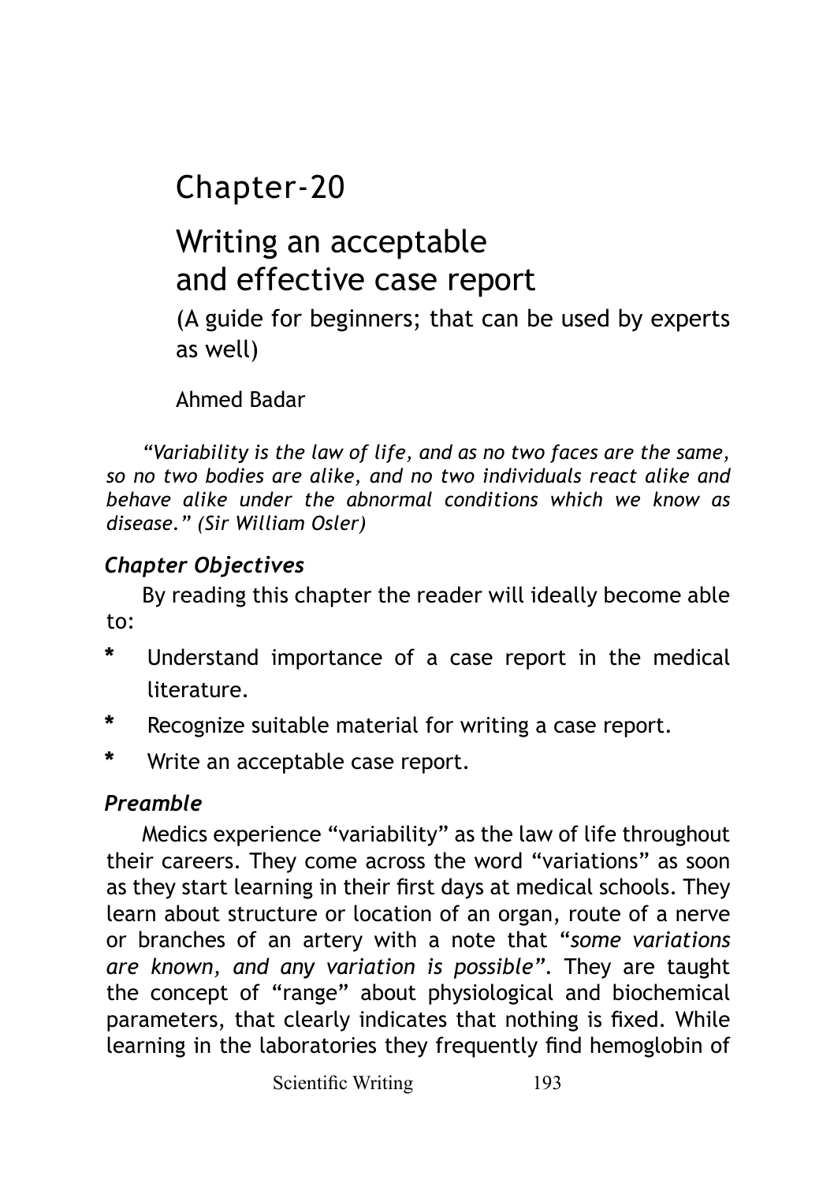# Chapter-20

# Writing an acceptable and effective case report

(A guide for beginners; that can be used by experts as well)

Ahmed Badar

*"Variability is the law of life, and as no two faces are the same, so no two bodies are alike, and no two individuals react alike and behave alike under the abnormal conditions which we know as disease." (Sir William Osler)*

### *Chapter Objectives*

By reading this chapter the reader will ideally become able to:

- Understand importance of a case report in the medical literature.
- Recognize suitable material for writing a case report.
- Write an acceptable case report.

### *Preamble*

Medics experience "variability" as the law of life throughout their careers. They come across the word "variations" as soon as they start learning in their first days at medical schools. They learn about structure or location of an organ, route of a nerve or branches of an artery with a note that "*some variations are known, and any variation is possible*". They are taught the concept of "range" about physiological and biochemical parameters, that clearly indicates that nothing is fixed. While learning in the laboratories they frequently find hemoglobin of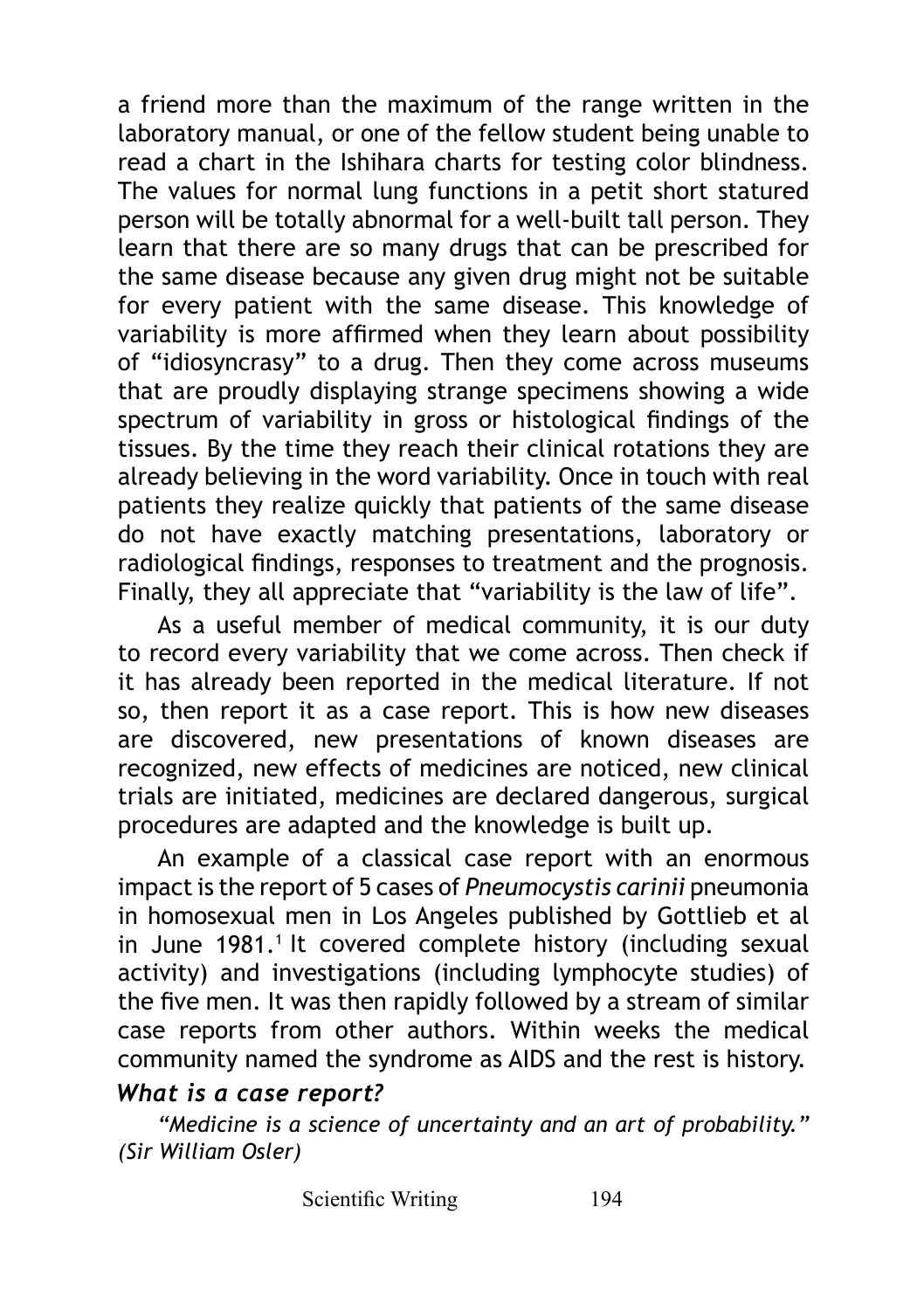a friend more than the maximum of the range written in the laboratory manual, or one of the fellow student being unable to read a chart in the Ishihara charts for testing color blindness. The values for normal lung functions in a petit short statured person will be totally abnormal for a well-built tall person. They learn that there are so many drugs that can be prescribed for the same disease because any given drug might not be suitable for every patient with the same disease. This knowledge of variability is more affirmed when they learn about possibility of "idiosyncrasy" to a drug. Then they come across museums that are proudly displaying strange specimens showing a wide spectrum of variability in gross or histological findings of the tissues. By the time they reach their clinical rotations they are already believing in the word variability. Once in touch with real patients they realize quickly that patients of the same disease do not have exactly matching presentations, laboratory or radiological findings, responses to treatment and the prognosis. Finally, they all appreciate that "variability is the law of life".

As a useful member of medical community, it is our duty to record every variability that we come across. Then check if it has already been reported in the medical literature. If not so, then report it as a case report. This is how new diseases are discovered, new presentations of known diseases are recognized, new effects of medicines are noticed, new clinical trials are initiated, medicines are declared dangerous, surgical procedures are adapted and the knowledge is built up.

An example of a classical case report with an enormous impact is the report of 5 cases of *Pneumocystis carinii* pneumonia in homosexual men in Los Angeles published by Gottlieb et al in June 1981.[1] It covered complete history (including sexual activity) and investigations (including lymphocyte studies) of the five men. It was then rapidly followed by a stream of similar case reports from other authors. Within weeks the medical community named the syndrome as AIDS and the rest is history.

### *What is a case report?*

*"Medicine is a science of uncertainty and an art of probability." (Sir William Osler)*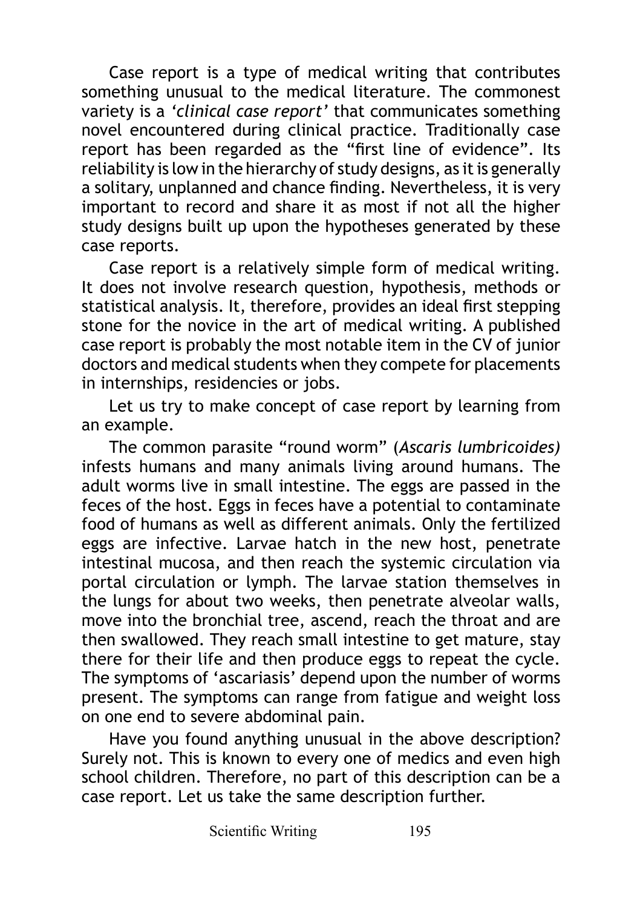Case report is a type of medical writing that contributes something unusual to the medical literature. The commonest variety is a *'clinical case report'* that communicates something novel encountered during clinical practice. Traditionally case report has been regarded as the "first line of evidence". Its reliability is low in the hierarchy of study designs, as it is generally a solitary, unplanned and chance finding. Nevertheless, it is very important to record and share it as most if not all the higher study designs built up upon the hypotheses generated by these case reports.

Case report is a relatively simple form of medical writing. It does not involve research question, hypothesis, methods or statistical analysis. It, therefore, provides an ideal first stepping stone for the novice in the art of medical writing. A published case report is probably the most notable item in the CV of junior doctors and medical students when they compete for placements in internships, residencies or jobs.

Let us try to make concept of case report by learning from an example.

The common parasite "round worm" (*Ascaris lumbricoides)* infests humans and many animals living around humans. The adult worms live in small intestine. The eggs are passed in the feces of the host. Eggs in feces have a potential to contaminate food of humans as well as different animals. Only the fertilized eggs are infective. Larvae hatch in the new host, penetrate intestinal mucosa, and then reach the systemic circulation via portal circulation or lymph. The larvae station themselves in the lungs for about two weeks, then penetrate alveolar walls, move into the bronchial tree, ascend, reach the throat and are then swallowed. They reach small intestine to get mature, stay there for their life and then produce eggs to repeat the cycle. The symptoms of 'ascariasis' depend upon the number of worms present. The symptoms can range from fatigue and weight loss on one end to severe abdominal pain.

Have you found anything unusual in the above description? Surely not. This is known to every one of medics and even high school children. Therefore, no part of this description can be a case report. Let us take the same description further.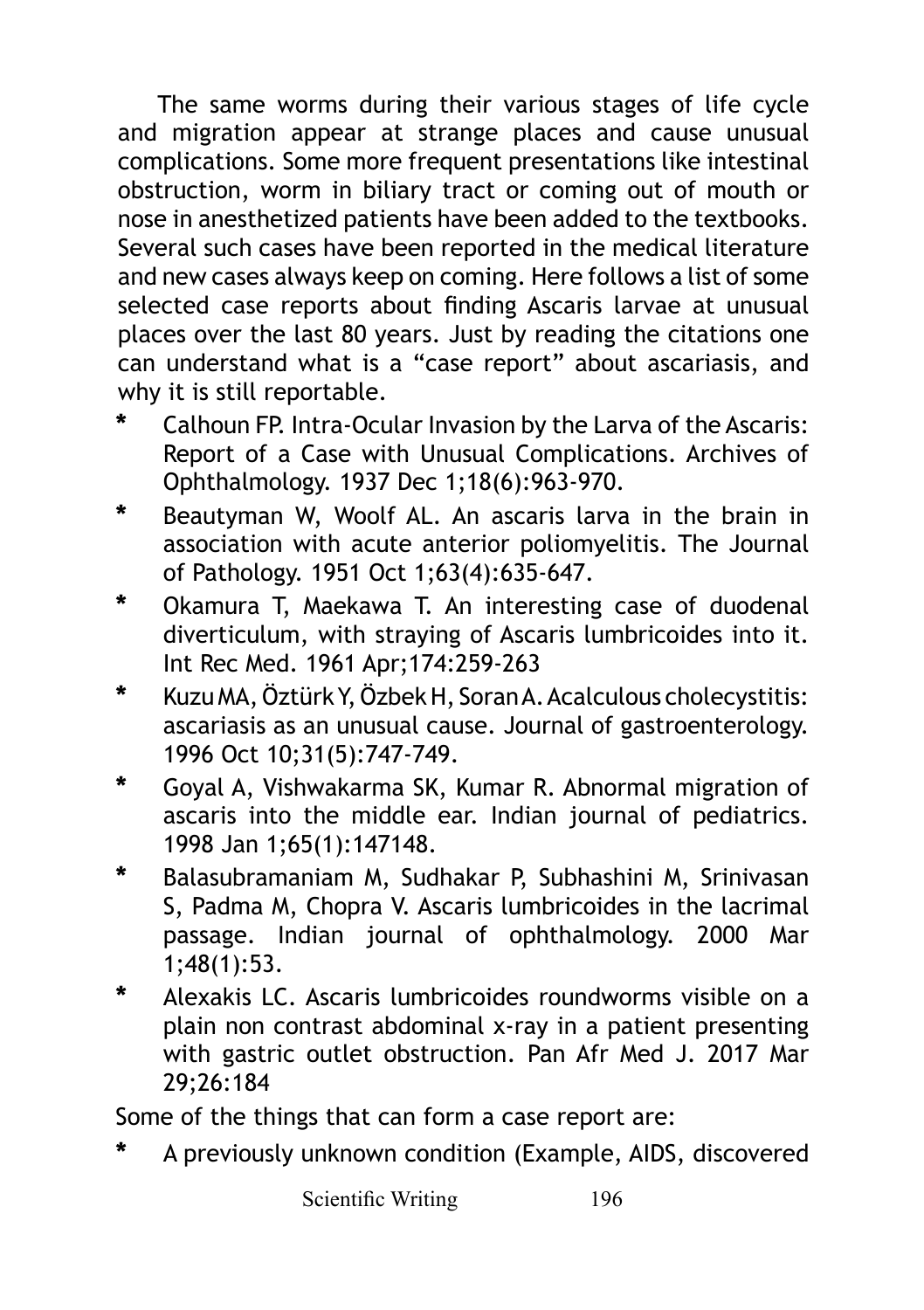The same worms during their various stages of life cycle and migration appear at strange places and cause unusual complications. Some more frequent presentations like intestinal obstruction, worm in biliary tract or coming out of mouth or nose in anesthetized patients have been added to the textbooks. Several such cases have been reported in the medical literature and new cases always keep on coming. Here follows a list of some selected case reports about finding Ascaris larvae at unusual places over the last 80 years. Just by reading the citations one can understand what is a "case report" about ascariasis, and why it is still reportable.

* Calhoun FP. Intra-Ocular Invasion by the Larva of the Ascaris: Report of a Case with Unusual Complications. Archives of Ophthalmology. 1937 Dec 1;18(6):963-970.
* Beautyman W, Woolf AL. An ascaris larva in the brain in association with acute anterior poliomyelitis. The Journal of Pathology. 1951 Oct 1;63(4):635-647.
* Okamura T, Maekawa T. An interesting case of duodenal diverticulum, with straying of Ascaris lumbricoides into it. Int Rec Med. 1961 Apr;174:259-263
* Kuzu MA, Öztürk Y, Özbek H, Soran A. Acalculous cholecystitis: ascariasis as an unusual cause. Journal of gastroenterology. 1996 Oct 10;31(5):747-749.
* Goyal A, Vishwakarma SK, Kumar R. Abnormal migration of ascaris into the middle ear. Indian journal of pediatrics. 1998 Jan 1;65(1):147148.
* Balasubramaniam M, Sudhakar P, Subhashini M, Srinivasan S, Padma M, Chopra V. Ascaris lumbricoides in the lacrimal passage. Indian journal of ophthalmology. 2000 Mar 1;48(1):53.
* Alexakis LC. Ascaris lumbricoides roundworms visible on a plain non contrast abdominal x-ray in a patient presenting with gastric outlet obstruction. Pan Afr Med J. 2017 Mar 29;26:184

Some of the things that can form a case report are:

* A previously unknown condition (Example, AIDS, discovered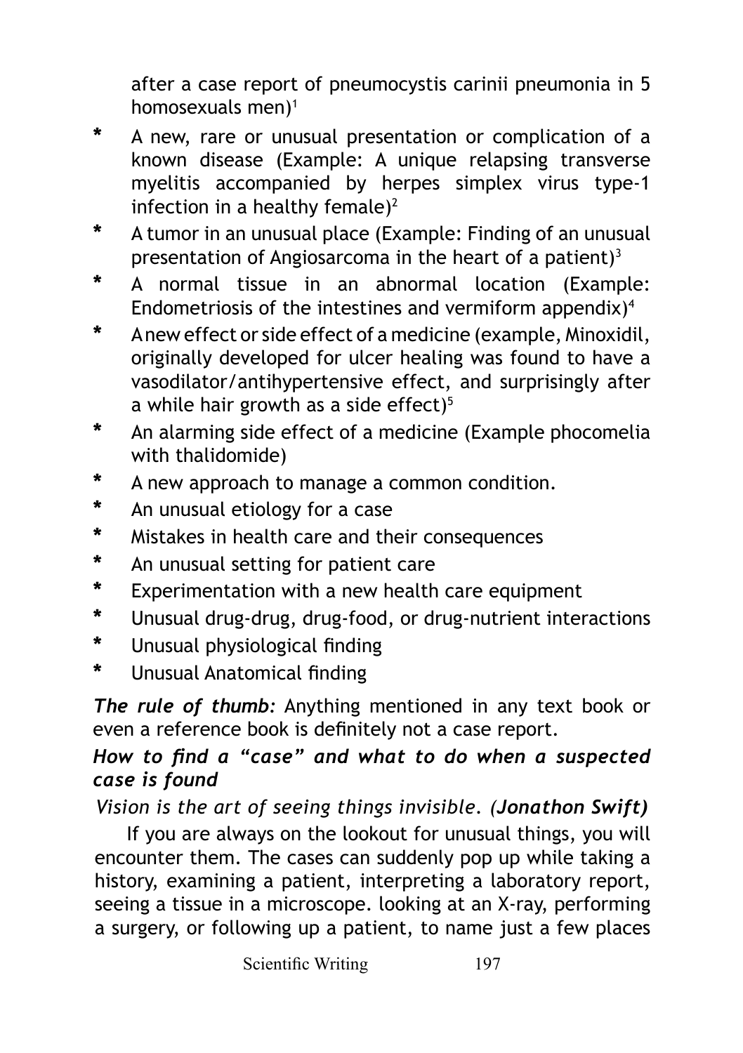after a case report of pneumocystis carinii pneumonia in 5 homosexuals men)[1]

* A new, rare or unusual presentation or complication of a known disease (Example: A unique relapsing transverse myelitis accompanied by herpes simplex virus type-1 infection in a healthy female)[2]
* A tumor in an unusual place (Example: Finding of an unusual presentation of Angiosarcoma in the heart of a patient)[3]
* A normal tissue in an abnormal location (Example: Endometriosis of the intestines and vermiform appendix)[4]
* A new effect or side effect of a medicine (example, Minoxidil, originally developed for ulcer healing was found to have a vasodilator/antihypertensive effect, and surprisingly after a while hair growth as a side effect)[5]
* An alarming side effect of a medicine (Example phocomelia with thalidomide)
* A new approach to manage a common condition.
* An unusual etiology for a case
* Mistakes in health care and their consequences
* An unusual setting for patient care
* Experimentation with a new health care equipment
* Unusual drug-drug, drug-food, or drug-nutrient interactions
* Unusual physiological finding
* Unusual Anatomical finding

***The rule of thumb:*** Anything mentioned in any text book or even a reference book is definitely not a case report.

### *How to find a "case" and what to do when a suspected case is found*

*Vision is the art of seeing things invisible. (**Jonathon Swift**)*

If you are always on the lookout for unusual things, you will encounter them. The cases can suddenly pop up while taking a history, examining a patient, interpreting a laboratory report, seeing a tissue in a microscope. looking at an X-ray, performing a surgery, or following up a patient, to name just a few places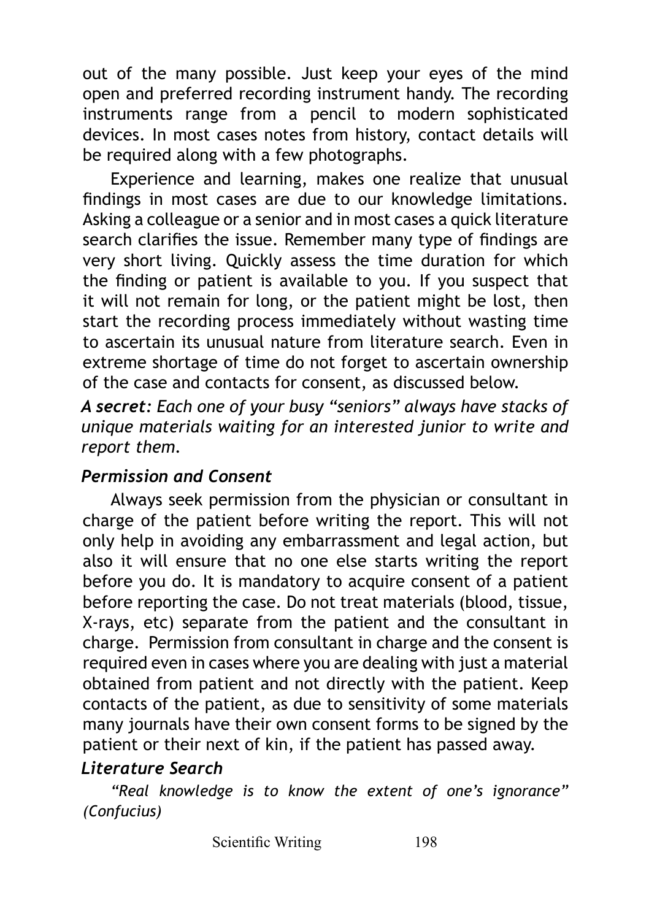out of the many possible. Just keep your eyes of the mind open and preferred recording instrument handy. The recording instruments range from a pencil to modern sophisticated devices. In most cases notes from history, contact details will be required along with a few photographs.

Experience and learning, makes one realize that unusual findings in most cases are due to our knowledge limitations. Asking a colleague or a senior and in most cases a quick literature search clarifies the issue. Remember many type of findings are very short living. Quickly assess the time duration for which the finding or patient is available to you. If you suspect that it will not remain for long, or the patient might be lost, then start the recording process immediately without wasting time to ascertain its unusual nature from literature search. Even in extreme shortage of time do not forget to ascertain ownership of the case and contacts for consent, as discussed below.

***A secret****: Each one of your busy "seniors" always have stacks of unique materials waiting for an interested junior to write and report them.*

### *Permission and Consent*

Always seek permission from the physician or consultant in charge of the patient before writing the report. This will not only help in avoiding any embarrassment and legal action, but also it will ensure that no one else starts writing the report before you do. It is mandatory to acquire consent of a patient before reporting the case. Do not treat materials (blood, tissue, X-rays, etc) separate from the patient and the consultant in charge. Permission from consultant in charge and the consent is required even in cases where you are dealing with just a material obtained from patient and not directly with the patient. Keep contacts of the patient, as due to sensitivity of some materials many journals have their own consent forms to be signed by the patient or their next of kin, if the patient has passed away.

### *Literature Search*

*"Real knowledge is to know the extent of one's ignorance" (Confucius)*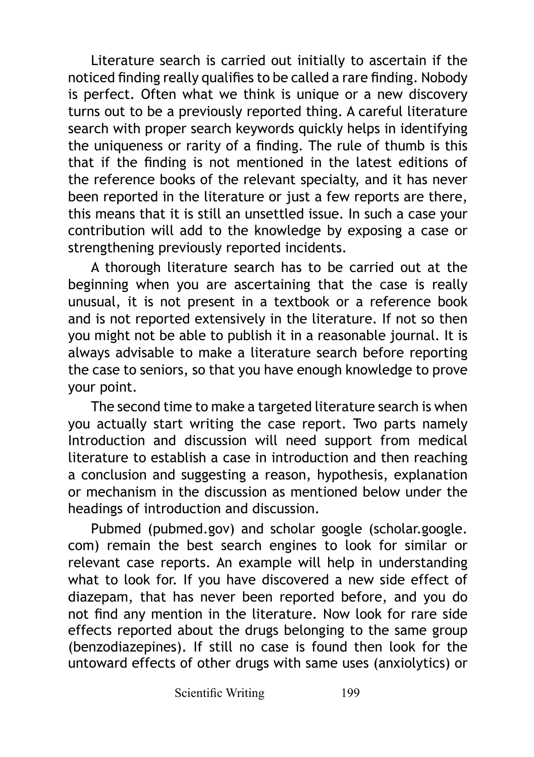Literature search is carried out initially to ascertain if the noticed finding really qualifies to be called a rare finding. Nobody is perfect. Often what we think is unique or a new discovery turns out to be a previously reported thing. A careful literature search with proper search keywords quickly helps in identifying the uniqueness or rarity of a finding. The rule of thumb is this that if the finding is not mentioned in the latest editions of the reference books of the relevant specialty, and it has never been reported in the literature or just a few reports are there, this means that it is still an unsettled issue. In such a case your contribution will add to the knowledge by exposing a case or strengthening previously reported incidents.

A thorough literature search has to be carried out at the beginning when you are ascertaining that the case is really unusual, it is not present in a textbook or a reference book and is not reported extensively in the literature. If not so then you might not be able to publish it in a reasonable journal. It is always advisable to make a literature search before reporting the case to seniors, so that you have enough knowledge to prove your point.

The second time to make a targeted literature search is when you actually start writing the case report. Two parts namely Introduction and discussion will need support from medical literature to establish a case in introduction and then reaching a conclusion and suggesting a reason, hypothesis, explanation or mechanism in the discussion as mentioned below under the headings of introduction and discussion.

Pubmed (pubmed.gov) and scholar google (scholar.google.com) remain the best search engines to look for similar or relevant case reports. An example will help in understanding what to look for. If you have discovered a new side effect of diazepam, that has never been reported before, and you do not find any mention in the literature. Now look for rare side effects reported about the drugs belonging to the same group (benzodiazepines). If still no case is found then look for the untoward effects of other drugs with same uses (anxiolytics) or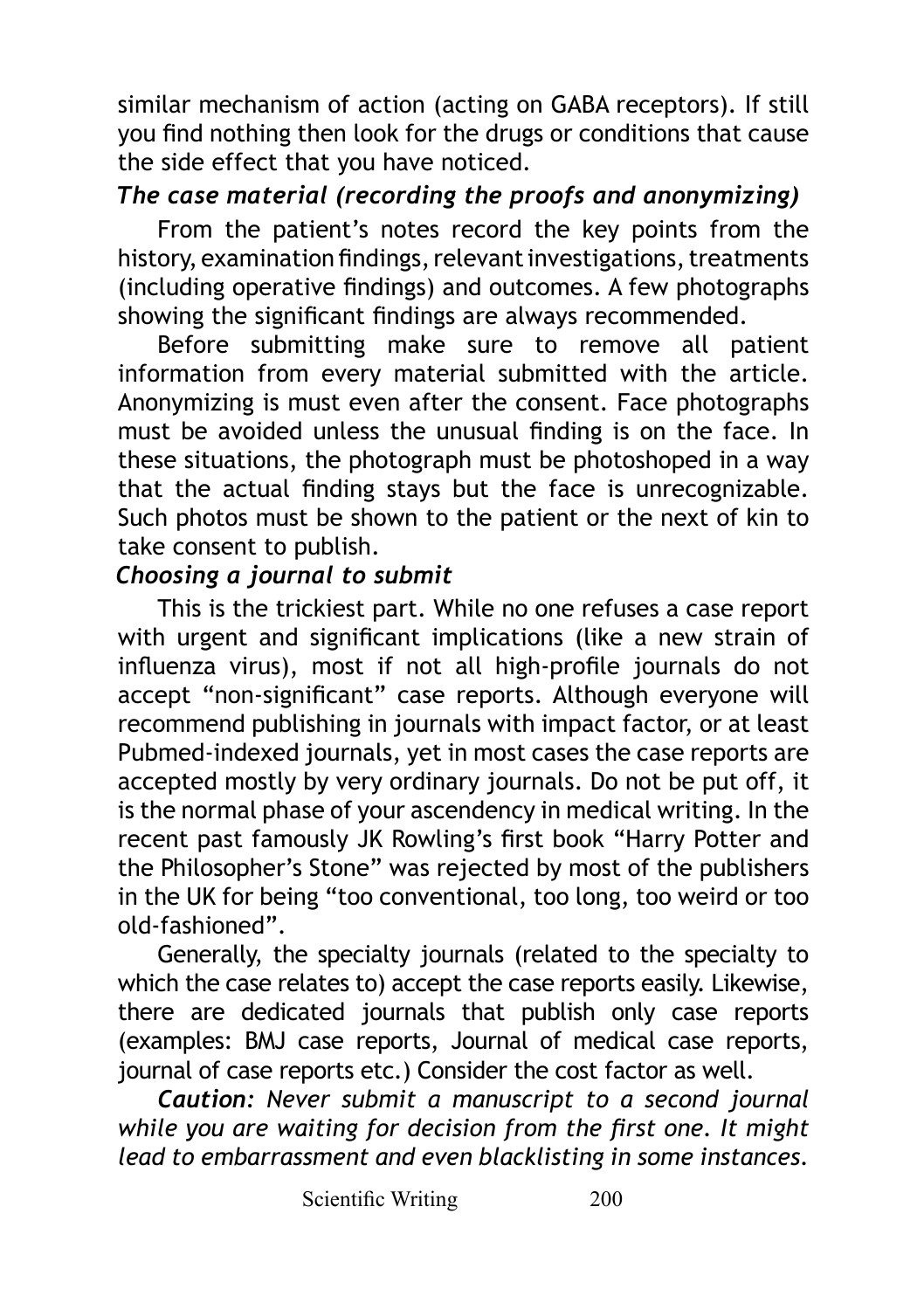similar mechanism of action (acting on GABA receptors). If still you find nothing then look for the drugs or conditions that cause the side effect that you have noticed.

### *The case material (recording the proofs and anonymizing)*

From the patient's notes record the key points from the history, examination findings, relevant investigations, treatments (including operative findings) and outcomes. A few photographs showing the significant findings are always recommended.

Before submitting make sure to remove all patient information from every material submitted with the article. Anonymizing is must even after the consent. Face photographs must be avoided unless the unusual finding is on the face. In these situations, the photograph must be photoshoped in a way that the actual finding stays but the face is unrecognizable. Such photos must be shown to the patient or the next of kin to take consent to publish.

### *Choosing a journal to submit*

This is the trickiest part. While no one refuses a case report with urgent and significant implications (like a new strain of influenza virus), most if not all high-profile journals do not accept "non-significant" case reports. Although everyone will recommend publishing in journals with impact factor, or at least Pubmed-indexed journals, yet in most cases the case reports are accepted mostly by very ordinary journals. Do not be put off, it is the normal phase of your ascendency in medical writing. In the recent past famously JK Rowling's first book "Harry Potter and the Philosopher's Stone" was rejected by most of the publishers in the UK for being "too conventional, too long, too weird or too old-fashioned".

Generally, the specialty journals (related to the specialty to which the case relates to) accept the case reports easily. Likewise, there are dedicated journals that publish only case reports (examples: BMJ case reports, Journal of medical case reports, journal of case reports etc.) Consider the cost factor as well.

***Caution:*** *Never submit a manuscript to a second journal while you are waiting for decision from the first one. It might lead to embarrassment and even blacklisting in some instances.*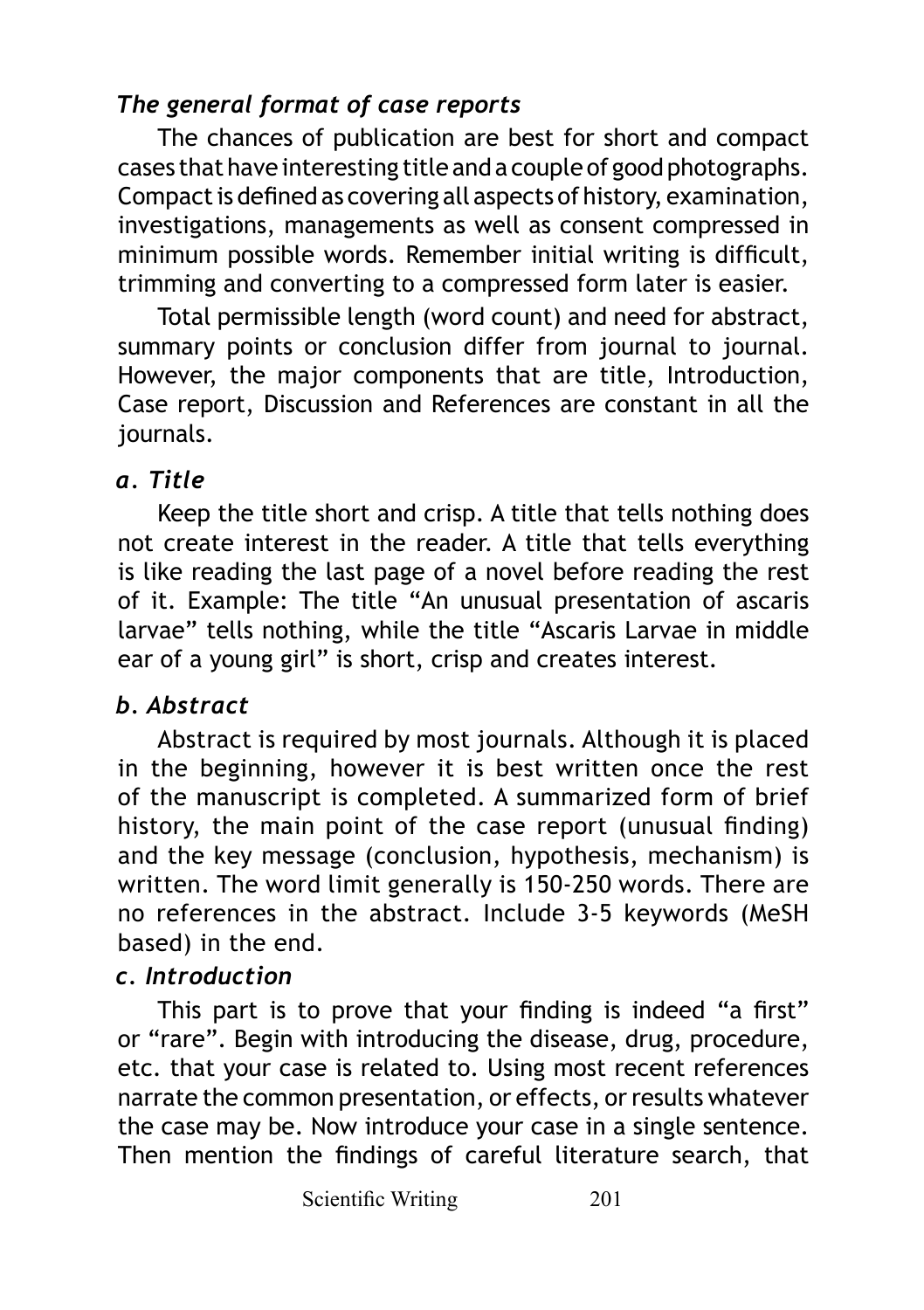### *The general format of case reports*

The chances of publication are best for short and compact cases that have interesting title and a couple of good photographs. Compact is defined as covering all aspects of history, examination, investigations, managements as well as consent compressed in minimum possible words. Remember initial writing is difficult, trimming and converting to a compressed form later is easier.

Total permissible length (word count) and need for abstract, summary points or conclusion differ from journal to journal. However, the major components that are title, Introduction, Case report, Discussion and References are constant in all the journals.

#### *a. Title*

Keep the title short and crisp. A title that tells nothing does not create interest in the reader. A title that tells everything is like reading the last page of a novel before reading the rest of it. Example: The title "An unusual presentation of ascaris larvae" tells nothing, while the title "Ascaris Larvae in middle ear of a young girl" is short, crisp and creates interest.

#### *b. Abstract*

Abstract is required by most journals. Although it is placed in the beginning, however it is best written once the rest of the manuscript is completed. A summarized form of brief history, the main point of the case report (unusual finding) and the key message (conclusion, hypothesis, mechanism) is written. The word limit generally is 150-250 words. There are no references in the abstract. Include 3-5 keywords (MeSH based) in the end.

#### *c. Introduction*

This part is to prove that your finding is indeed "a first" or "rare". Begin with introducing the disease, drug, procedure, etc. that your case is related to. Using most recent references narrate the common presentation, or effects, or results whatever the case may be. Now introduce your case in a single sentence. Then mention the findings of careful literature search, that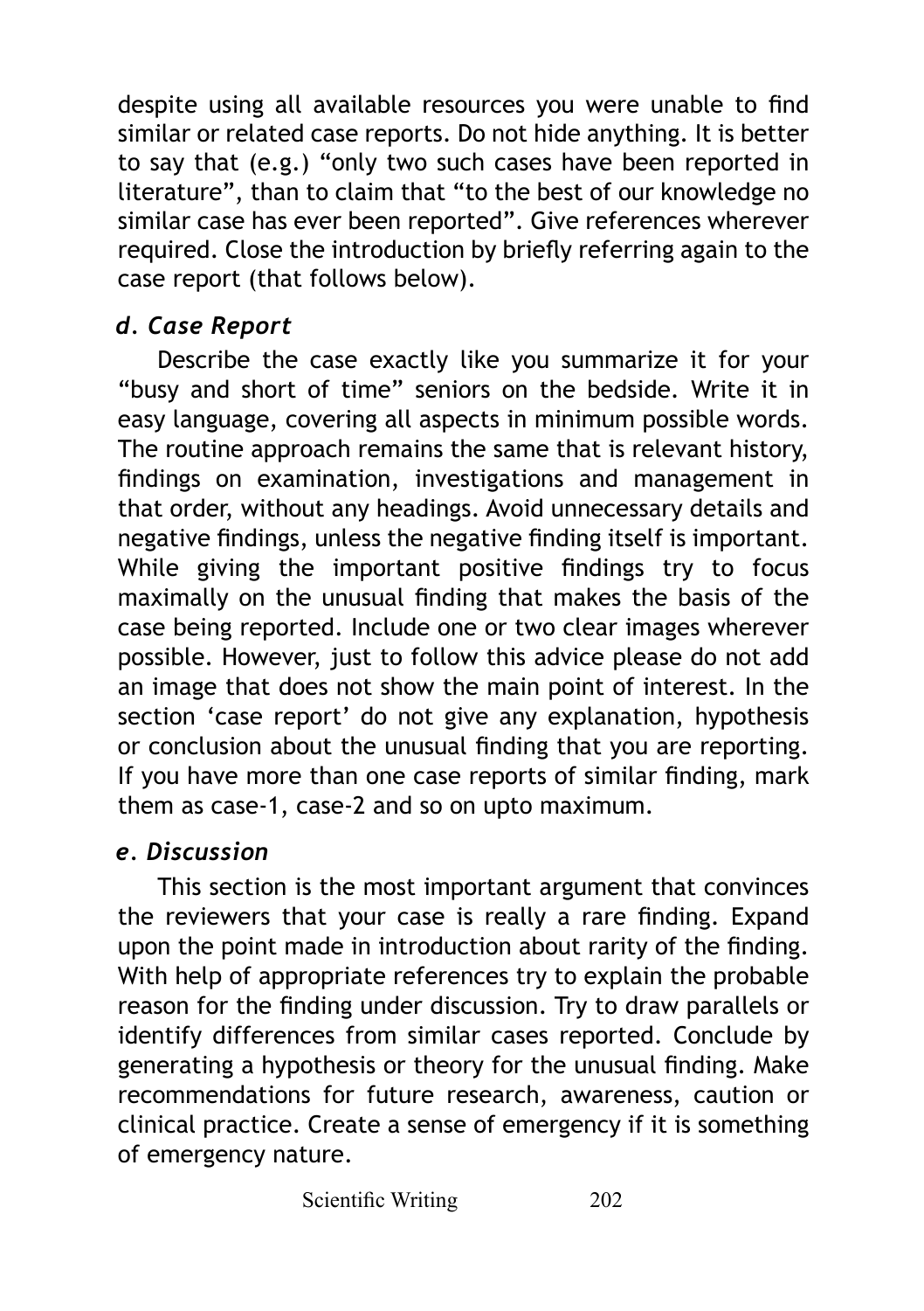despite using all available resources you were unable to find similar or related case reports. Do not hide anything. It is better to say that (e.g.) "only two such cases have been reported in literature", than to claim that "to the best of our knowledge no similar case has ever been reported". Give references wherever required. Close the introduction by briefly referring again to the case report (that follows below).

### *d. Case Report*

Describe the case exactly like you summarize it for your "busy and short of time" seniors on the bedside. Write it in easy language, covering all aspects in minimum possible words. The routine approach remains the same that is relevant history, findings on examination, investigations and management in that order, without any headings. Avoid unnecessary details and negative findings, unless the negative finding itself is important. While giving the important positive findings try to focus maximally on the unusual finding that makes the basis of the case being reported. Include one or two clear images wherever possible. However, just to follow this advice please do not add an image that does not show the main point of interest. In the section 'case report' do not give any explanation, hypothesis or conclusion about the unusual finding that you are reporting. If you have more than one case reports of similar finding, mark them as case-1, case-2 and so on upto maximum.

### *e. Discussion*

This section is the most important argument that convinces the reviewers that your case is really a rare finding. Expand upon the point made in introduction about rarity of the finding. With help of appropriate references try to explain the probable reason for the finding under discussion. Try to draw parallels or identify differences from similar cases reported. Conclude by generating a hypothesis or theory for the unusual finding. Make recommendations for future research, awareness, caution or clinical practice. Create a sense of emergency if it is something of emergency nature.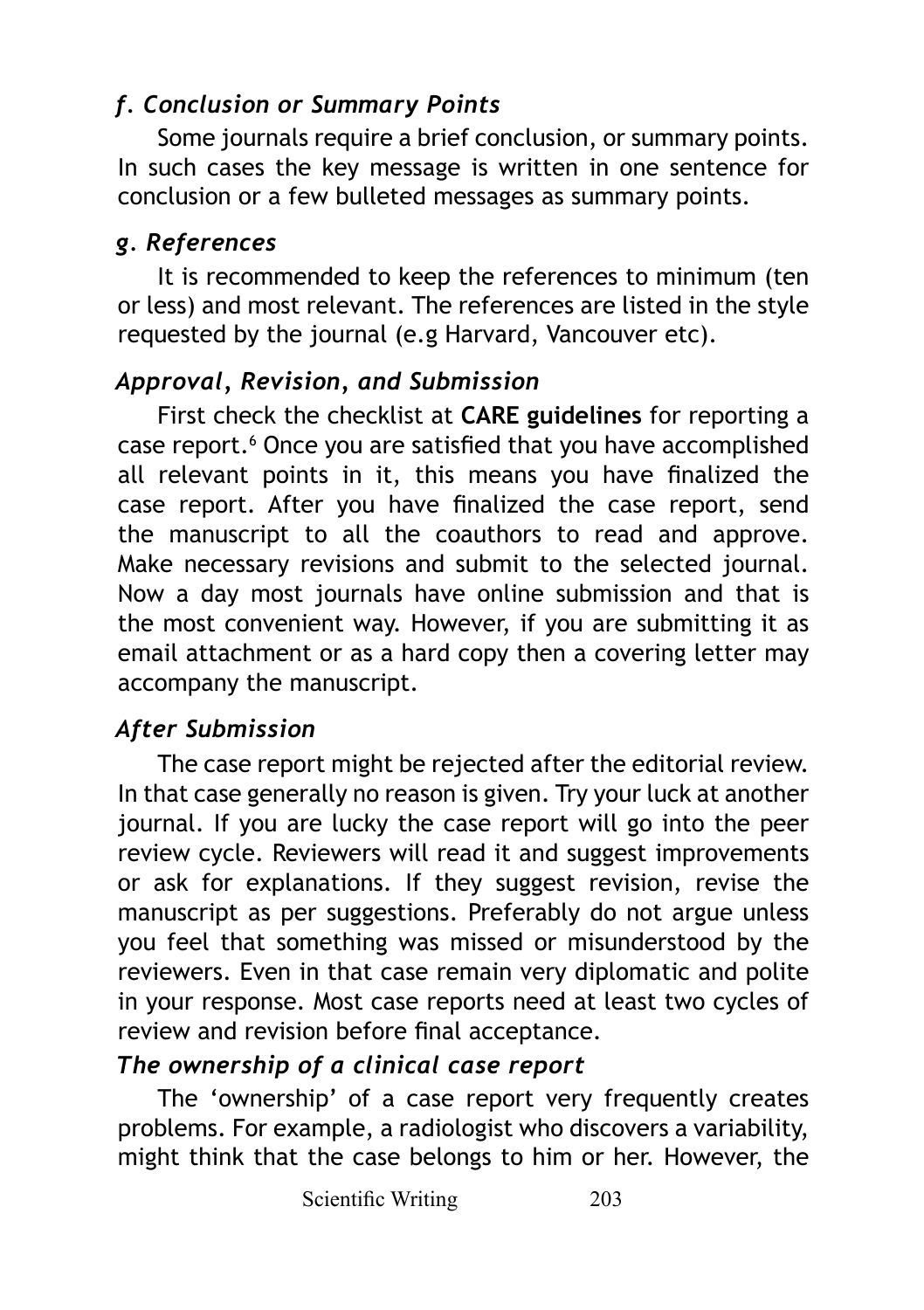### *f. Conclusion or Summary Points*

Some journals require a brief conclusion, or summary points. In such cases the key message is written in one sentence for conclusion or a few bulleted messages as summary points.

### *g. References*

It is recommended to keep the references to minimum (ten or less) and most relevant. The references are listed in the style requested by the journal (e.g Harvard, Vancouver etc).

### *Approval, Revision, and Submission*

First check the checklist at **CARE guidelines** for reporting a case report.[6] Once you are satisfied that you have accomplished all relevant points in it, this means you have finalized the case report. After you have finalized the case report, send the manuscript to all the coauthors to read and approve. Make necessary revisions and submit to the selected journal. Now a day most journals have online submission and that is the most convenient way. However, if you are submitting it as email attachment or as a hard copy then a covering letter may accompany the manuscript.

### *After Submission*

The case report might be rejected after the editorial review. In that case generally no reason is given. Try your luck at another journal. If you are lucky the case report will go into the peer review cycle. Reviewers will read it and suggest improvements or ask for explanations. If they suggest revision, revise the manuscript as per suggestions. Preferably do not argue unless you feel that something was missed or misunderstood by the reviewers. Even in that case remain very diplomatic and polite in your response. Most case reports need at least two cycles of review and revision before final acceptance.

### *The ownership of a clinical case report*

The 'ownership' of a case report very frequently creates problems. For example, a radiologist who discovers a variability, might think that the case belongs to him or her. However, the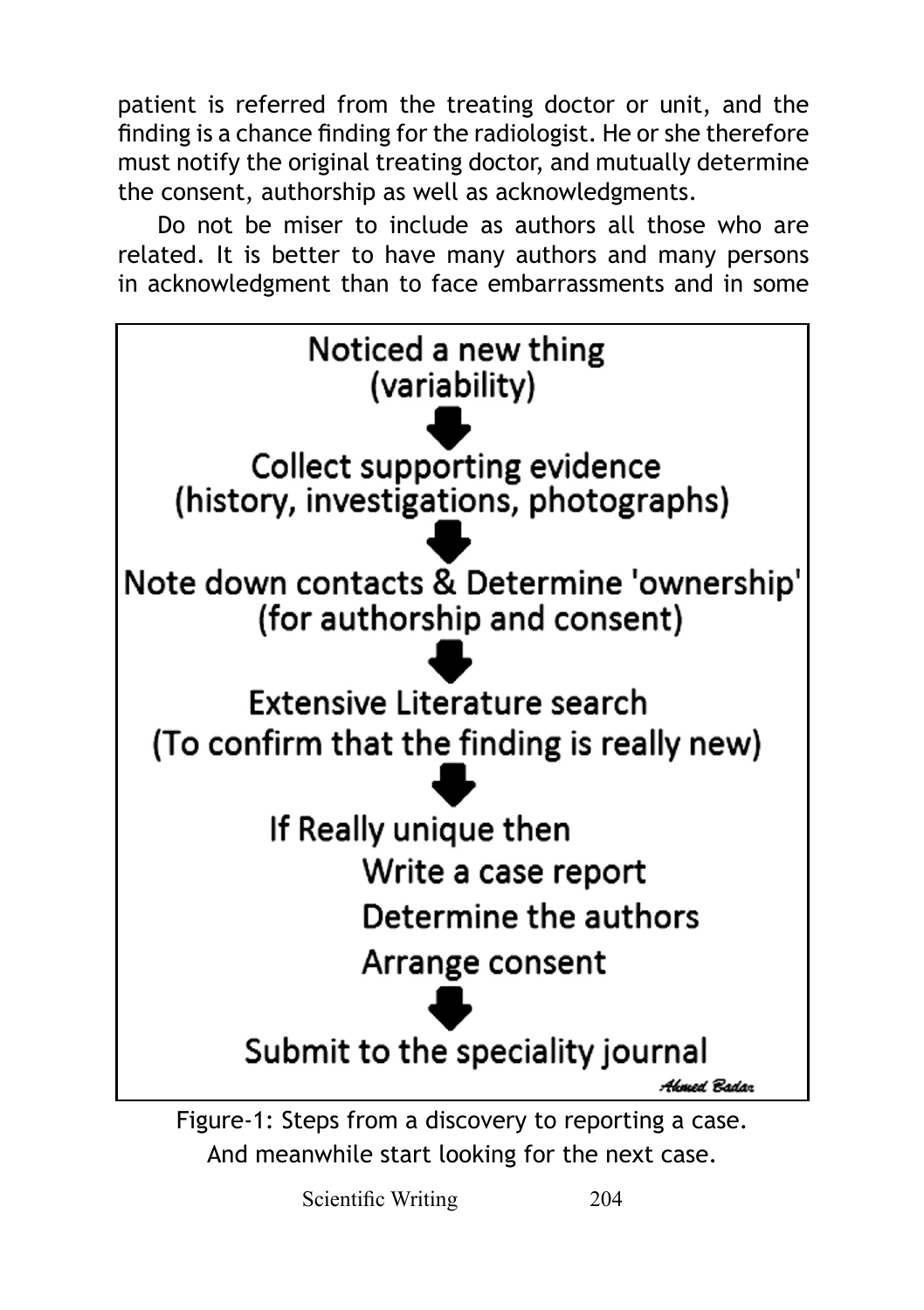patient is referred from the treating doctor or unit, and the finding is a chance finding for the radiologist. He or she therefore must notify the original treating doctor, and mutually determine the consent, authorship as well as acknowledgments.

Do not be miser to include as authors all those who are related. It is better to have many authors and many persons in acknowledgment than to face embarrassments and in some

Noticed a new thing
(variability)

⬇

Collect supporting evidence
(history, investigations, photographs)

⬇

Note down contacts & Determine 'ownership'
(for authorship and consent)

⬇

Extensive Literature search
(To confirm that the finding is really new)

⬇

If Really unique then
- Write a case report
- Determine the authors
- Arrange consent

⬇

Submit to the speciality journal

*Ahmed Badar*

Figure-1: Steps from a discovery to reporting a case.
And meanwhile start looking for the next case.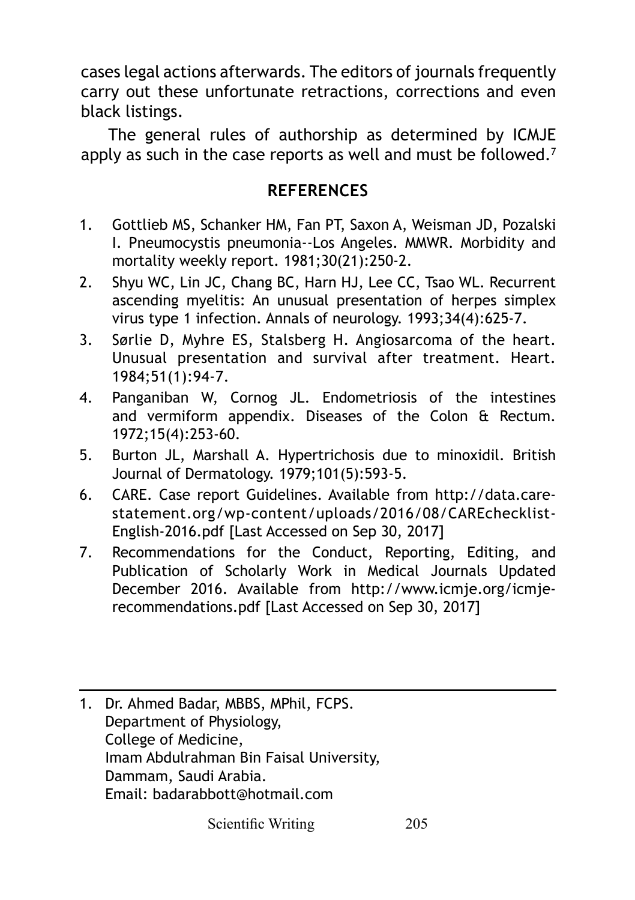cases legal actions afterwards. The editors of journals frequently carry out these unfortunate retractions, corrections and even black listings.

The general rules of authorship as determined by ICMJE apply as such in the case reports as well and must be followed.[7]

## REFERENCES

1. Gottlieb MS, Schanker HM, Fan PT, Saxon A, Weisman JD, Pozalski I. Pneumocystis pneumonia--Los Angeles. MMWR. Morbidity and mortality weekly report. 1981;30(21):250-2.
2. Shyu WC, Lin JC, Chang BC, Harn HJ, Lee CC, Tsao WL. Recurrent ascending myelitis: An unusual presentation of herpes simplex virus type 1 infection. Annals of neurology. 1993;34(4):625-7.
3. Sørlie D, Myhre ES, Stalsberg H. Angiosarcoma of the heart. Unusual presentation and survival after treatment. Heart. 1984;51(1):94-7.
4. Panganiban W, Cornog JL. Endometriosis of the intestines and vermiform appendix. Diseases of the Colon & Rectum. 1972;15(4):253-60.
5. Burton JL, Marshall A. Hypertrichosis due to minoxidil. British Journal of Dermatology. 1979;101(5):593-5.
6. CARE. Case report Guidelines. Available from http://data.care-statement.org/wp-content/uploads/2016/08/CAREchecklist-English-2016.pdf [Last Accessed on Sep 30, 2017]
7. Recommendations for the Conduct, Reporting, Editing, and Publication of Scholarly Work in Medical Journals Updated December 2016. Available from http://www.icmje.org/icmje-recommendations.pdf [Last Accessed on Sep 30, 2017]

---

1. Dr. Ahmed Badar, MBBS, MPhil, FCPS.
   Department of Physiology,
   College of Medicine,
   Imam Abdulrahman Bin Faisal University,
   Dammam, Saudi Arabia.
   Email: badarabbott@hotmail.com